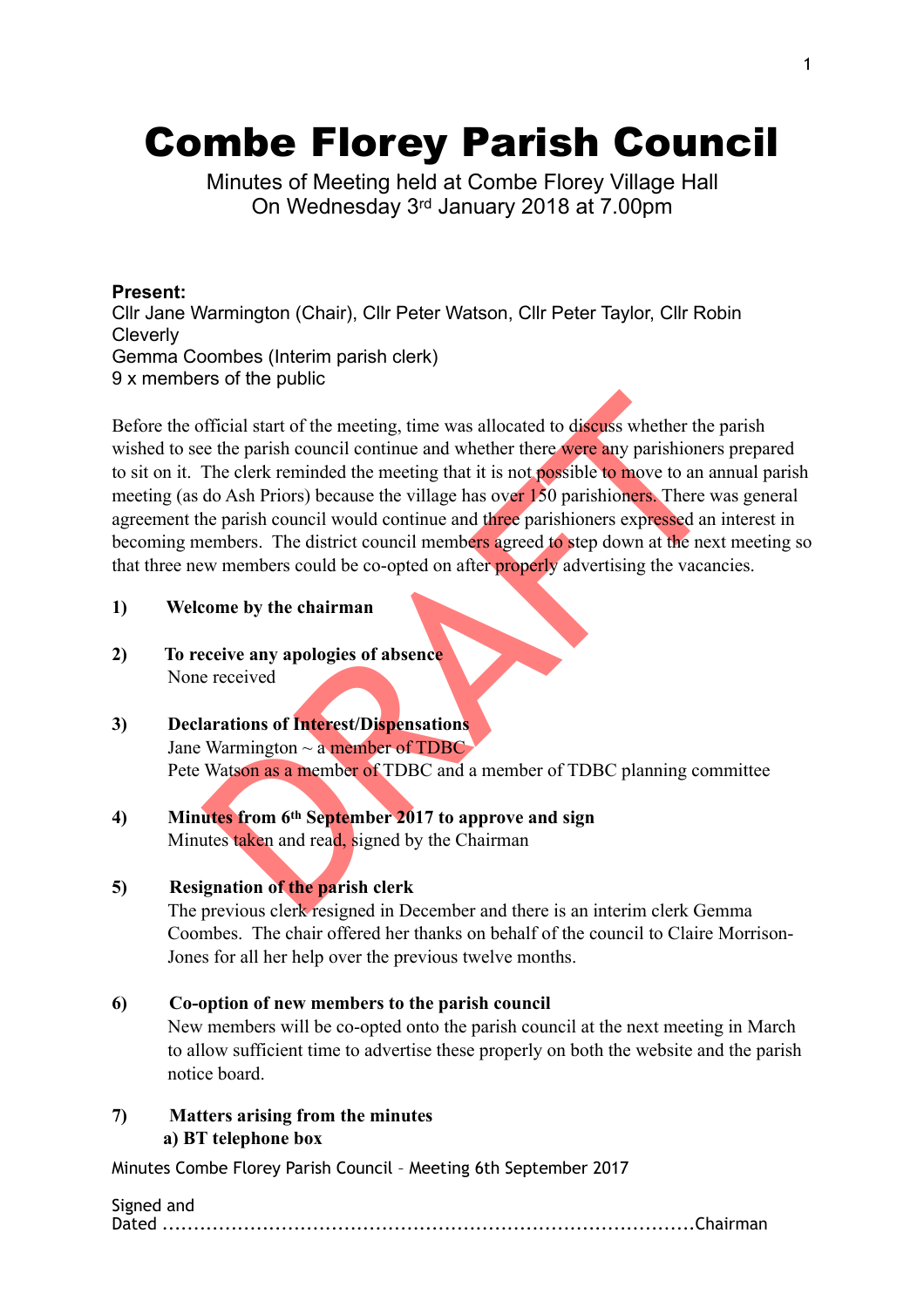# Combe Florey Parish Council

Minutes of Meeting held at Combe Florey Village Hall
On Wednesday 3rd January 2018 at 7.00pm

**Present:**
Cllr Jane Warmington (Chair), Cllr Peter Watson, Cllr Peter Taylor, Cllr Robin Cleverly
Gemma Coombes (Interim parish clerk)
9 x members of the public

Before the official start of the meeting, time was allocated to discuss whether the parish wished to see the parish council continue and whether there were any parishioners prepared to sit on it. The clerk reminded the meeting that it is not possible to move to an annual parish meeting (as do Ash Priors) because the village has over 150 parishioners. There was general agreement the parish council would continue and three parishioners expressed an interest in becoming members. The district council members agreed to step down at the next meeting so that three new members could be co-opted on after properly advertising the vacancies.

**1) Welcome by the chairman**

**2) To receive any apologies of absence**
None received

**3) Declarations of Interest/Dispensations**
Jane Warmington ~ a member of TDBC
Pete Watson as a member of TDBC and a member of TDBC planning committee

**4) Minutes from 6th September 2017 to approve and sign**
Minutes taken and read, signed by the Chairman

**5) Resignation of the parish clerk**
The previous clerk resigned in December and there is an interim clerk Gemma Coombes. The chair offered her thanks on behalf of the council to Claire Morrison-Jones for all her help over the previous twelve months.

**6) Co-option of new members to the parish council**
New members will be co-opted onto the parish council at the next meeting in March to allow sufficient time to advertise these properly on both the website and the parish notice board.

**7) Matters arising from the minutes**
**a) BT telephone box**

Minutes Combe Florey Parish Council – Meeting 6th September 2017

Signed and Dated ..........................................................................Chairman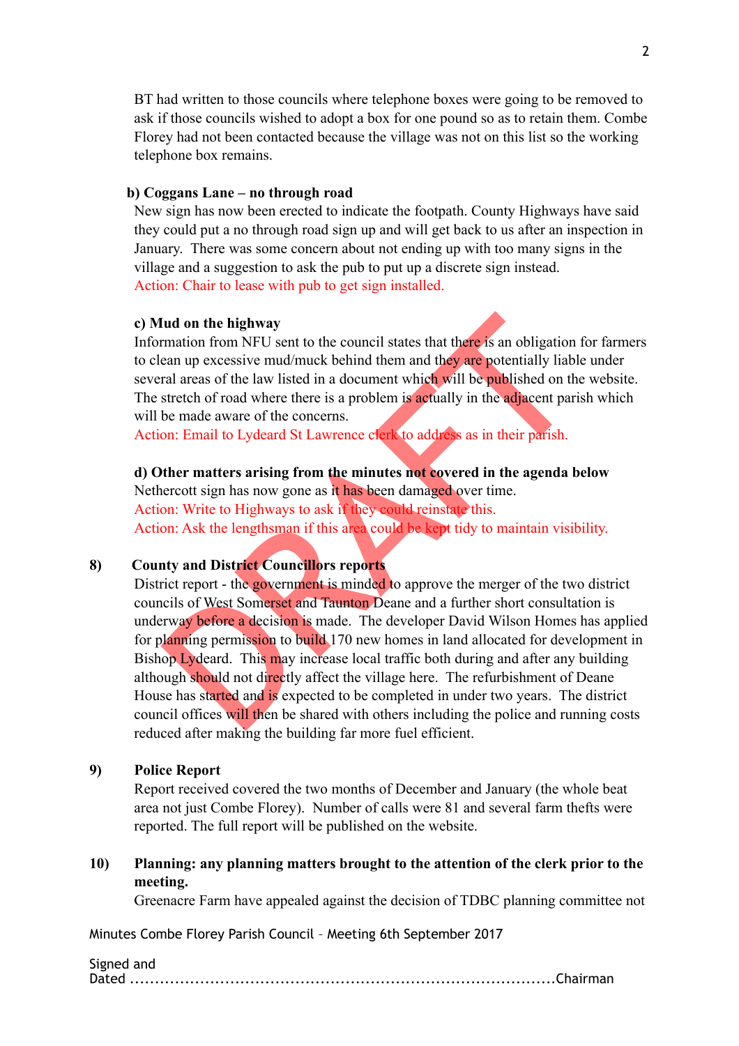BT had written to those councils where telephone boxes were going to be removed to ask if those councils wished to adopt a box for one pound so as to retain them. Combe Florey had not been contacted because the village was not on this list so the working telephone box remains.

**b) Coggans Lane – no through road**

New sign has now been erected to indicate the footpath. County Highways have said they could put a no through road sign up and will get back to us after an inspection in January. There was some concern about not ending up with too many signs in the village and a suggestion to ask the pub to put up a discrete sign instead.

Action: Chair to lease with pub to get sign installed.

**c) Mud on the highway**

Information from NFU sent to the council states that there is an obligation for farmers to clean up excessive mud/muck behind them and they are potentially liable under several areas of the law listed in a document which will be published on the website. The stretch of road where there is a problem is actually in the adjacent parish which will be made aware of the concerns.

Action: Email to Lydeard St Lawrence clerk to address as in their parish.

**d) Other matters arising from the minutes not covered in the agenda below**

Nethercott sign has now gone as it has been damaged over time.

Action: Write to Highways to ask if they could reinstate this.

Action: Ask the lengthsman if this area could be kept tidy to maintain visibility.

**8) County and District Councillors reports**

District report - the government is minded to approve the merger of the two district councils of West Somerset and Taunton Deane and a further short consultation is underway before a decision is made. The developer David Wilson Homes has applied for planning permission to build 170 new homes in land allocated for development in Bishop Lydeard. This may increase local traffic both during and after any building although should not directly affect the village here. The refurbishment of Deane House has started and is expected to be completed in under two years. The district council offices will then be shared with others including the police and running costs reduced after making the building far more fuel efficient.

**9) Police Report**

Report received covered the two months of December and January (the whole beat area not just Combe Florey). Number of calls were 81 and several farm thefts were reported. The full report will be published on the website.

**10) Planning: any planning matters brought to the attention of the clerk prior to the meeting.**

Greenacre Farm have appealed against the decision of TDBC planning committee not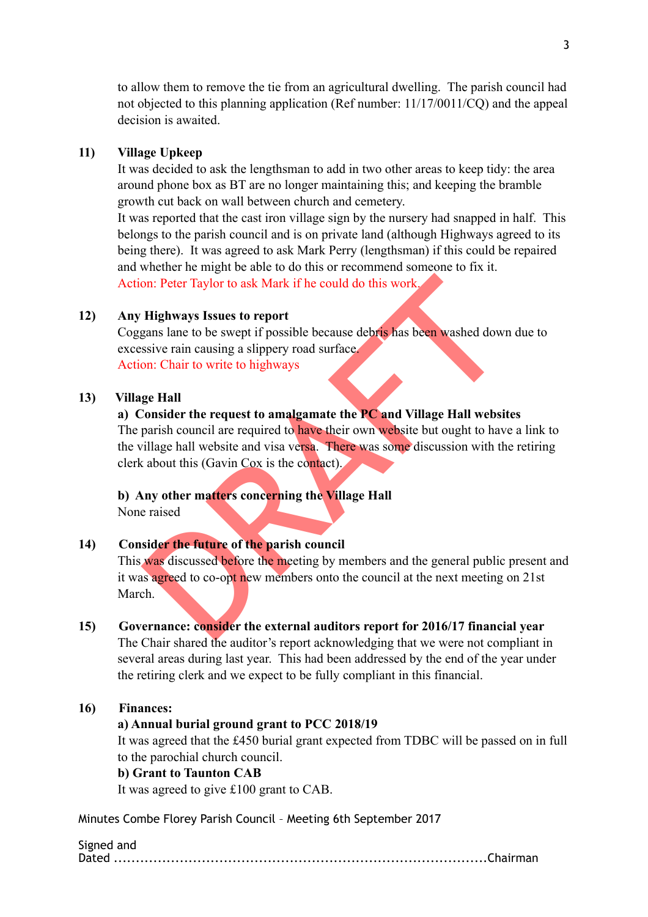to allow them to remove the tie from an agricultural dwelling. The parish council had not objected to this planning application (Ref number: 11/17/0011/CQ) and the appeal decision is awaited.

**11) Village Upkeep**

It was decided to ask the lengthsman to add in two other areas to keep tidy: the area around phone box as BT are no longer maintaining this; and keeping the bramble growth cut back on wall between church and cemetery.

It was reported that the cast iron village sign by the nursery had snapped in half. This belongs to the parish council and is on private land (although Highways agreed to its being there). It was agreed to ask Mark Perry (lengthsman) if this could be repaired and whether he might be able to do this or recommend someone to fix it.

Action: Peter Taylor to ask Mark if he could do this work.

**12) Any Highways Issues to report**

Coggans lane to be swept if possible because debris has been washed down due to excessive rain causing a slippery road surface.

Action: Chair to write to highways

**13) Village Hall**

**a) Consider the request to amalgamate the PC and Village Hall websites**

The parish council are required to have their own website but ought to have a link to the village hall website and visa versa. There was some discussion with the retiring clerk about this (Gavin Cox is the contact).

**b) Any other matters concerning the Village Hall**

None raised

**14) Consider the future of the parish council**

This was discussed before the meeting by members and the general public present and it was agreed to co-opt new members onto the council at the next meeting on 21st March.

**15) Governance: consider the external auditors report for 2016/17 financial year**

The Chair shared the auditor's report acknowledging that we were not compliant in several areas during last year. This had been addressed by the end of the year under the retiring clerk and we expect to be fully compliant in this financial.

**16) Finances:**

**a) Annual burial ground grant to PCC 2018/19**

It was agreed that the £450 burial grant expected from TDBC will be passed on in full to the parochial church council.

**b) Grant to Taunton CAB**

It was agreed to give £100 grant to CAB.

Minutes Combe Florey Parish Council – Meeting 6th September 2017

Signed and Dated ..............................................................................Chairman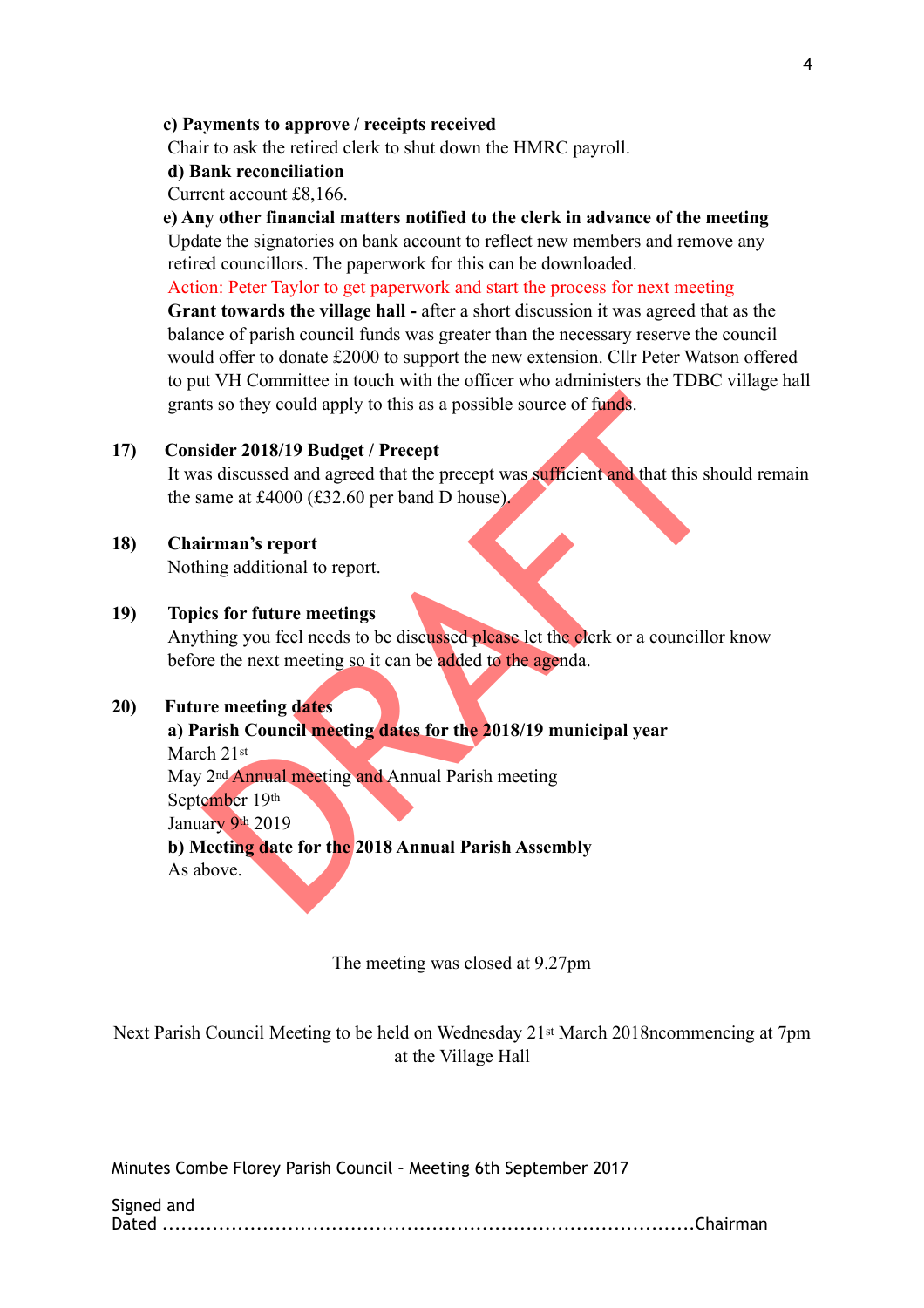**c) Payments to approve / receipts received**

Chair to ask the retired clerk to shut down the HMRC payroll.

**d) Bank reconciliation**

Current account £8,166.

**e) Any other financial matters notified to the clerk in advance of the meeting**

Update the signatories on bank account to reflect new members and remove any retired councillors. The paperwork for this can be downloaded.

Action: Peter Taylor to get paperwork and start the process for next meeting

**Grant towards the village hall -** after a short discussion it was agreed that as the balance of parish council funds was greater than the necessary reserve the council would offer to donate £2000 to support the new extension. Cllr Peter Watson offered to put VH Committee in touch with the officer who administers the TDBC village hall grants so they could apply to this as a possible source of funds.

**17) Consider 2018/19 Budget / Precept**

It was discussed and agreed that the precept was sufficient and that this should remain the same at £4000 (£32.60 per band D house).

**18) Chairman's report**

Nothing additional to report.

**19) Topics for future meetings**

Anything you feel needs to be discussed please let the clerk or a councillor know before the next meeting so it can be added to the agenda.

**20) Future meeting dates**

**a) Parish Council meeting dates for the 2018/19 municipal year**

March 21st
May 2nd Annual meeting and Annual Parish meeting
September 19th
January 9th 2019

**b) Meeting date for the 2018 Annual Parish Assembly**

As above.

The meeting was closed at 9.27pm

Next Parish Council Meeting to be held on Wednesday 21st March 2018ncommencing at 7pm at the Village Hall

Minutes Combe Florey Parish Council – Meeting 6th September 2017

Signed and Dated ..........................................................................Chairman